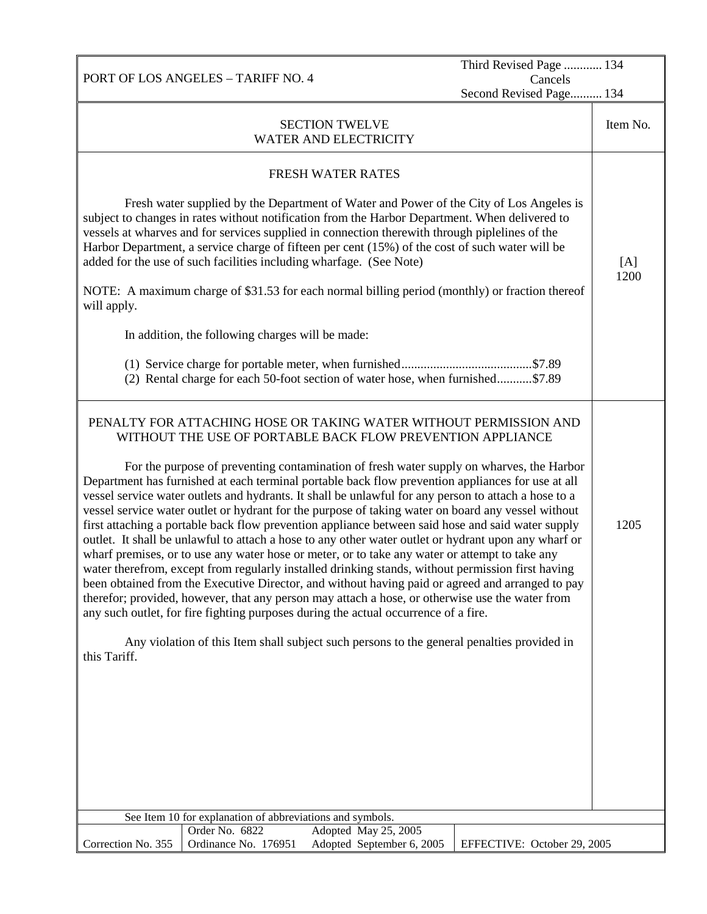PORT OF LOS ANGELES – TARIFF NO. 4

Third Revised Page ............ 134
Cancels
Second Revised Page.......... 134

| SECTION TWELVE<br>WATER AND ELECTRICITY | Item No. |
|---|---|
| **FRESH WATER RATES**<br><br>Fresh water supplied by the Department of Water and Power of the City of Los Angeles is subject to changes in rates without notification from the Harbor Department. When delivered to vessels at wharves and for services supplied in connection therewith through piplelines of the Harbor Department, a service charge of fifteen per cent (15%) of the cost of such water will be added for the use of such facilities including wharfage. (See Note)<br><br>NOTE: A maximum charge of $31.53 for each normal billing period (monthly) or fraction thereof will apply.<br><br>In addition, the following charges will be made:<br><br>(1) Service charge for portable meter, when furnished.........................................$7.89<br>(2) Rental charge for each 50-foot section of water hose, when furnished...........$7.89 | [A]<br>1200 |
| **PENALTY FOR ATTACHING HOSE OR TAKING WATER WITHOUT PERMISSION AND WITHOUT THE USE OF PORTABLE BACK FLOW PREVENTION APPLIANCE**<br><br>For the purpose of preventing contamination of fresh water supply on wharves, the Harbor Department has furnished at each terminal portable back flow prevention appliances for use at all vessel service water outlets and hydrants. It shall be unlawful for any person to attach a hose to a vessel service water outlet or hydrant for the purpose of taking water on board any vessel without first attaching a portable back flow prevention appliance between said hose and said water supply outlet. It shall be unlawful to attach a hose to any other water outlet or hydrant upon any wharf or wharf premises, or to use any water hose or meter, or to take any water or attempt to take any water therefrom, except from regularly installed drinking stands, without permission first having been obtained from the Executive Director, and without having paid or agreed and arranged to pay therefor; provided, however, that any person may attach a hose, or otherwise use the water from any such outlet, for fire fighting purposes during the actual occurrence of a fire.<br><br>Any violation of this Item shall subject such persons to the general penalties provided in this Tariff. | 1205 |

See Item 10 for explanation of abbreviations and symbols.

| Correction No. 355 | Order No. 6822<br>Ordinance No. 176951 | Adopted May 25, 2005<br>Adopted September 6, 2005 | EFFECTIVE: October 29, 2005 |
|---|---|---|---|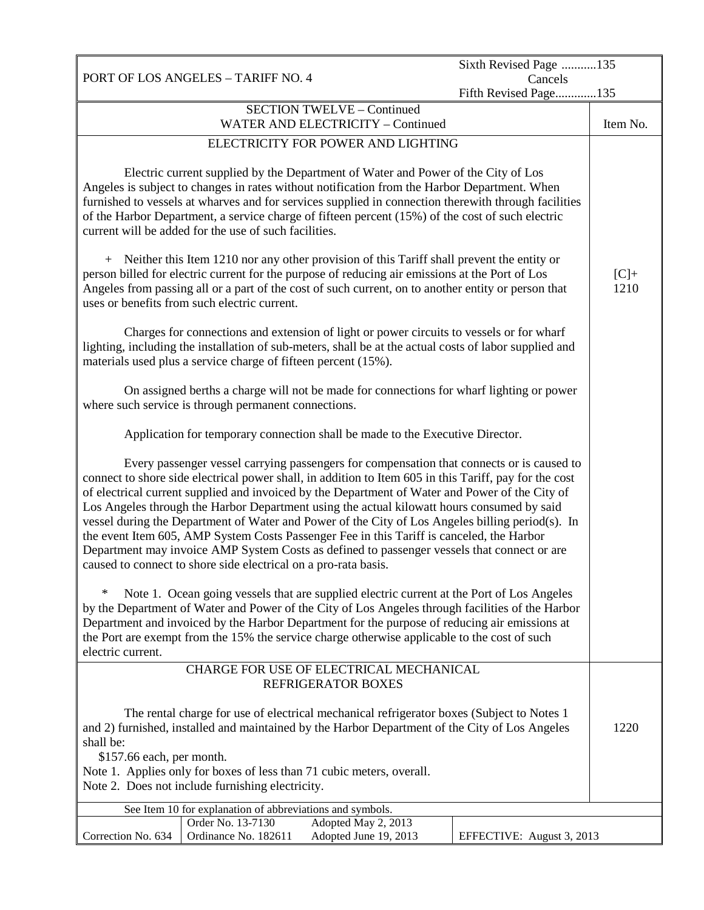PORT OF LOS ANGELES – TARIFF NO. 4

Sixth Revised Page ...........135
Cancels
Fifth Revised Page.............135

## SECTION TWELVE – Continued
## WATER AND ELECTRICITY – Continued

| | Item No. |
|---|---|
| **ELECTRICITY FOR POWER AND LIGHTING**<br><br>Electric current supplied by the Department of Water and Power of the City of Los Angeles is subject to changes in rates without notification from the Harbor Department. When furnished to vessels at wharves and for services supplied in connection therewith through facilities of the Harbor Department, a service charge of fifteen percent (15%) of the cost of such electric current will be added for the use of such facilities.<br><br>+ Neither this Item 1210 nor any other provision of this Tariff shall prevent the entity or person billed for electric current for the purpose of reducing air emissions at the Port of Los Angeles from passing all or a part of the cost of such current, on to another entity or person that uses or benefits from such electric current.<br><br>Charges for connections and extension of light or power circuits to vessels or for wharf lighting, including the installation of sub-meters, shall be at the actual costs of labor supplied and materials used plus a service charge of fifteen percent (15%).<br><br>On assigned berths a charge will not be made for connections for wharf lighting or power where such service is through permanent connections.<br><br>Application for temporary connection shall be made to the Executive Director.<br><br>Every passenger vessel carrying passengers for compensation that connects or is caused to connect to shore side electrical power shall, in addition to Item 605 in this Tariff, pay for the cost of electrical current supplied and invoiced by the Department of Water and Power of the City of Los Angeles through the Harbor Department using the actual kilowatt hours consumed by said vessel during the Department of Water and Power of the City of Los Angeles billing period(s). In the event Item 605, AMP System Costs Passenger Fee in this Tariff is canceled, the Harbor Department may invoice AMP System Costs as defined to passenger vessels that connect or are caused to connect to shore side electrical on a pro-rata basis.<br><br>* Note 1. Ocean going vessels that are supplied electric current at the Port of Los Angeles by the Department of Water and Power of the City of Los Angeles through facilities of the Harbor Department and invoiced by the Harbor Department for the purpose of reducing air emissions at the Port are exempt from the 15% the service charge otherwise applicable to the cost of such electric current. | [C]+<br>1210 |
| **CHARGE FOR USE OF ELECTRICAL MECHANICAL REFRIGERATOR BOXES**<br><br>The rental charge for use of electrical mechanical refrigerator boxes (Subject to Notes 1 and 2) furnished, installed and maintained by the Harbor Department of the City of Los Angeles shall be:<br>$157.66 each, per month.<br>Note 1. Applies only for boxes of less than 71 cubic meters, overall.<br>Note 2. Does not include furnishing electricity. | 1220 |

See Item 10 for explanation of abbreviations and symbols.

| | | | |
|---|---|---|---|
| Correction No. 634 | Order No. 13-7130<br>Ordinance No. 182611 | Adopted May 2, 2013<br>Adopted June 19, 2013 | EFFECTIVE: August 3, 2013 |